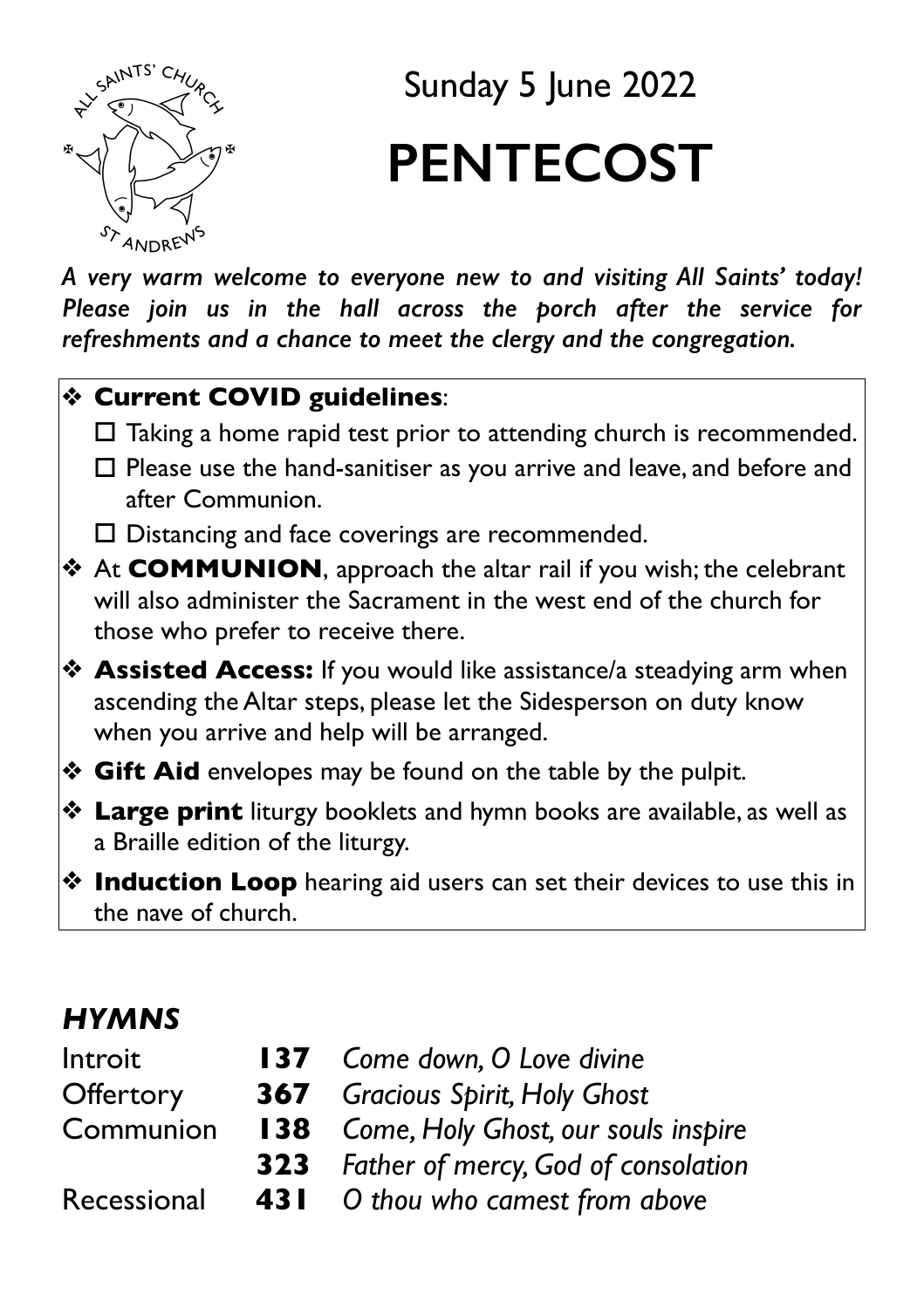Sunday 5 June 2022

# PENTECOST

*A very warm welcome to everyone new to and visiting All Saints' today! Please join us in the hall across the porch after the service for refreshments and a chance to meet the clergy and the congregation.*

- **Current COVID guidelines**:
  - ☐ Taking a home rapid test prior to attending church is recommended.
  - ☐ Please use the hand-sanitiser as you arrive and leave, and before and after Communion.
  - ☐ Distancing and face coverings are recommended.
- At **COMMUNION**, approach the altar rail if you wish; the celebrant will also administer the Sacrament in the west end of the church for those who prefer to receive there.
- **Assisted Access:** If you would like assistance/a steadying arm when ascending the Altar steps, please let the Sidesperson on duty know when you arrive and help will be arranged.
- **Gift Aid** envelopes may be found on the table by the pulpit.
- **Large print** liturgy booklets and hymn books are available, as well as a Braille edition of the liturgy.
- **Induction Loop** hearing aid users can set their devices to use this in the nave of church.

## *HYMNS*

| | | |
|---|---|---|
| Introit | **137** | *Come down, O Love divine* |
| Offertory | **367** | *Gracious Spirit, Holy Ghost* |
| Communion | **138** | *Come, Holy Ghost, our souls inspire* |
| | **323** | *Father of mercy, God of consolation* |
| Recessional | **431** | *O thou who camest from above* |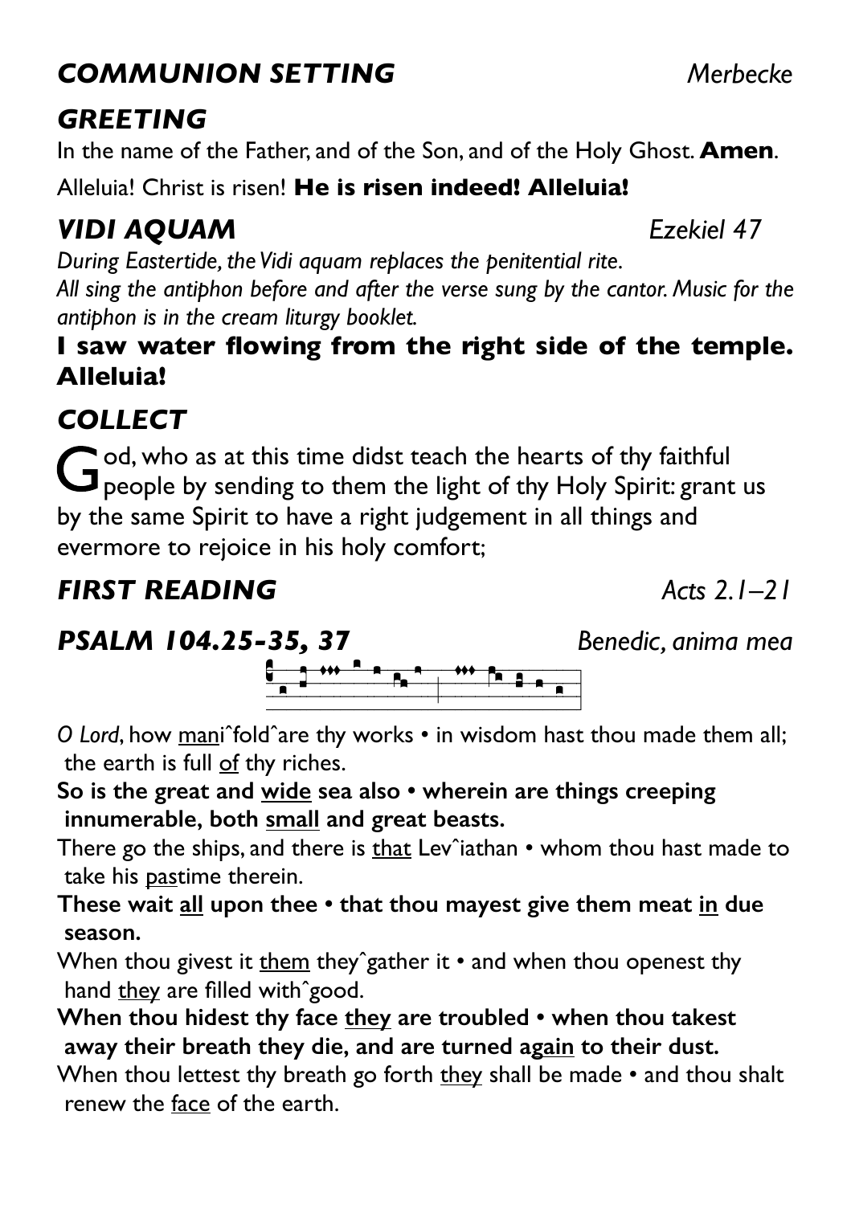## *COMMUNION SETTING* *Merbecke*

## *GREETING*

In the name of the Father, and of the Son, and of the Holy Ghost. **Amen**.

Alleluia! Christ is risen! **He is risen indeed! Alleluia!**

## *VIDI AQUAM* *Ezekiel 47*

*During Eastertide, the Vidi aquam replaces the penitential rite.*
*All sing the antiphon before and after the verse sung by the cantor. Music for the antiphon is in the cream liturgy booklet.*

**I saw water flowing from the right side of the temple. Alleluia!**

## *COLLECT*

God, who as at this time didst teach the hearts of thy faithful people by sending to them the light of thy Holy Spirit: grant us by the same Spirit to have a right judgement in all things and evermore to rejoice in his holy comfort;

## *FIRST READING* *Acts 2.1–21*

## *PSALM 104.25-35, 37* *Benedic, anima mea*

*O Lord*, how <u>mani</u>ˆfoldˆare thy works • in wisdom hast thou made them all; the earth is full <u>of</u> thy riches.

**So is the great and <u>wide</u> sea also • wherein are things creeping innumerable, both <u>small</u> and great beasts.**

There go the ships, and there is <u>that</u> Levˆiathan • whom thou hast made to take his <u>pas</u>time therein.

**These wait <u>all</u> upon thee • that thou mayest give them meat <u>in</u> due season.**

When thou givest it <u>them</u> theyˆgather it • and when thou openest thy hand <u>they</u> are filled withˆgood.

**When thou hidest thy face <u>they</u> are troubled • when thou takest away their breath they die, and are turned a<u>gain</u> to their dust.**

When thou lettest thy breath go forth <u>they</u> shall be made • and thou shalt renew the <u>face</u> of the earth.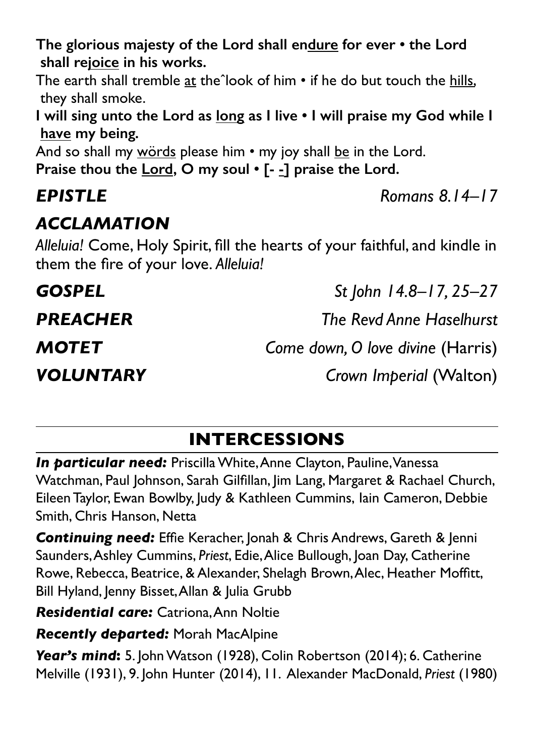**The glorious majesty of the Lord shall endure for ever • the Lord shall rejoice in his works.**

The earth shall tremble at theˆlook of him • if he do but touch the hills, they shall smoke.

**I will sing unto the Lord as long as I live • I will praise my God while I have my being.**

And so shall my wörds please him • my joy shall be in the Lord.

**Praise thou the Lord, O my soul • [- -] praise the Lord.**

***EPISTLE*** *Romans 8.14–17*

## *ACCLAMATION*

*Alleluia!* Come, Holy Spirit, fill the hearts of your faithful, and kindle in them the fire of your love. *Alleluia!*

***GOSPEL*** *St John 14.8–17, 25–27*

***PREACHER*** *The Revd Anne Haselhurst*

***MOTET*** *Come down, O love divine* (Harris)

***VOLUNTARY*** *Crown Imperial* (Walton)

## INTERCESSIONS

***In particular need:*** Priscilla White, Anne Clayton, Pauline, Vanessa Watchman, Paul Johnson, Sarah Gilfillan, Jim Lang, Margaret & Rachael Church, Eileen Taylor, Ewan Bowlby, Judy & Kathleen Cummins, Iain Cameron, Debbie Smith, Chris Hanson, Netta

***Continuing need:*** Effie Keracher, Jonah & Chris Andrews, Gareth & Jenni Saunders, Ashley Cummins, *Priest*, Edie, Alice Bullough, Joan Day, Catherine Rowe, Rebecca, Beatrice, & Alexander, Shelagh Brown, Alec, Heather Moffitt, Bill Hyland, Jenny Bisset, Allan & Julia Grubb

***Residential care:*** Catriona, Ann Noltie

***Recently departed:*** Morah MacAlpine

***Year's mind*:** 5. John Watson (1928), Colin Robertson (2014); 6. Catherine Melville (1931), 9. John Hunter (2014), 11. Alexander MacDonald, *Priest* (1980)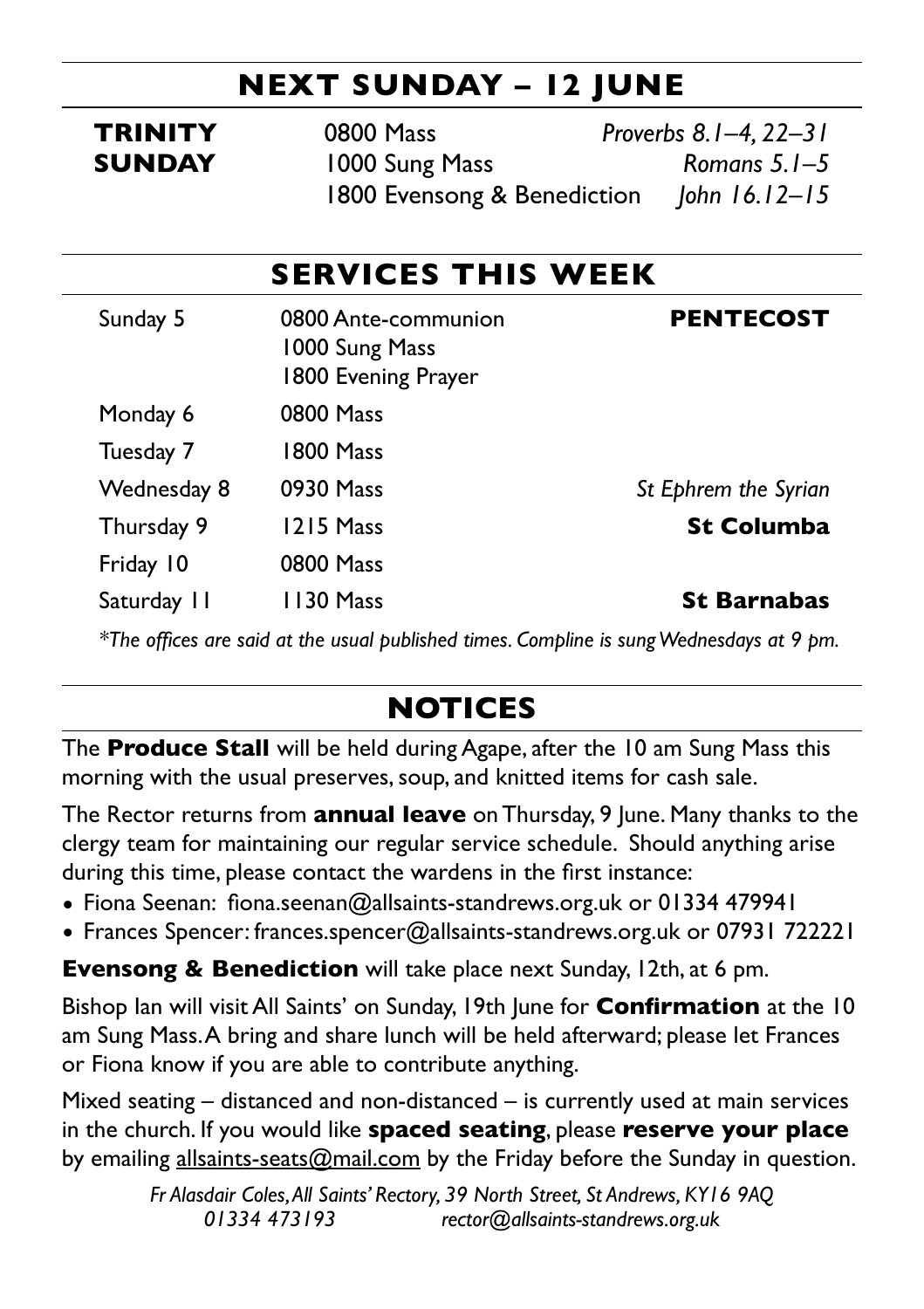## NEXT SUNDAY – 12 JUNE

| | | |
|---|---|---|
| **TRINITY SUNDAY** | 0800 Mass | *Proverbs 8.1–4, 22–31* |
| | 1000 Sung Mass | *Romans 5.1–5* |
| | 1800 Evensong & Benediction | *John 16.12–15* |

## SERVICES THIS WEEK

| | | |
|---|---|---|
| Sunday 5 | 0800 Ante-communion<br>1000 Sung Mass<br>1800 Evening Prayer | **PENTECOST** |
| Monday 6 | 0800 Mass | |
| Tuesday 7 | 1800 Mass | |
| Wednesday 8 | 0930 Mass | *St Ephrem the Syrian* |
| Thursday 9 | 1215 Mass | **St Columba** |
| Friday 10 | 0800 Mass | |
| Saturday 11 | 1130 Mass | **St Barnabas** |

*\*The offices are said at the usual published times. Compline is sung Wednesdays at 9 pm.*

## NOTICES

The **Produce Stall** will be held during Agape, after the 10 am Sung Mass this morning with the usual preserves, soup, and knitted items for cash sale.

The Rector returns from **annual leave** on Thursday, 9 June. Many thanks to the clergy team for maintaining our regular service schedule. Should anything arise during this time, please contact the wardens in the first instance:

- Fiona Seenan: fiona.seenan@allsaints-standrews.org.uk or 01334 479941
- Frances Spencer: frances.spencer@allsaints-standrews.org.uk or 07931 722221

**Evensong & Benediction** will take place next Sunday, 12th, at 6 pm.

Bishop Ian will visit All Saints' on Sunday, 19th June for **Confirmation** at the 10 am Sung Mass. A bring and share lunch will be held afterward; please let Frances or Fiona know if you are able to contribute anything.

Mixed seating – distanced and non-distanced – is currently used at main services in the church. If you would like **spaced seating**, please **reserve your place** by emailing allsaints-seats@mail.com by the Friday before the Sunday in question.

*Fr Alasdair Coles, All Saints' Rectory, 39 North Street, St Andrews, KY16 9AQ*
*01334 473193 rector@allsaints-standrews.org.uk*